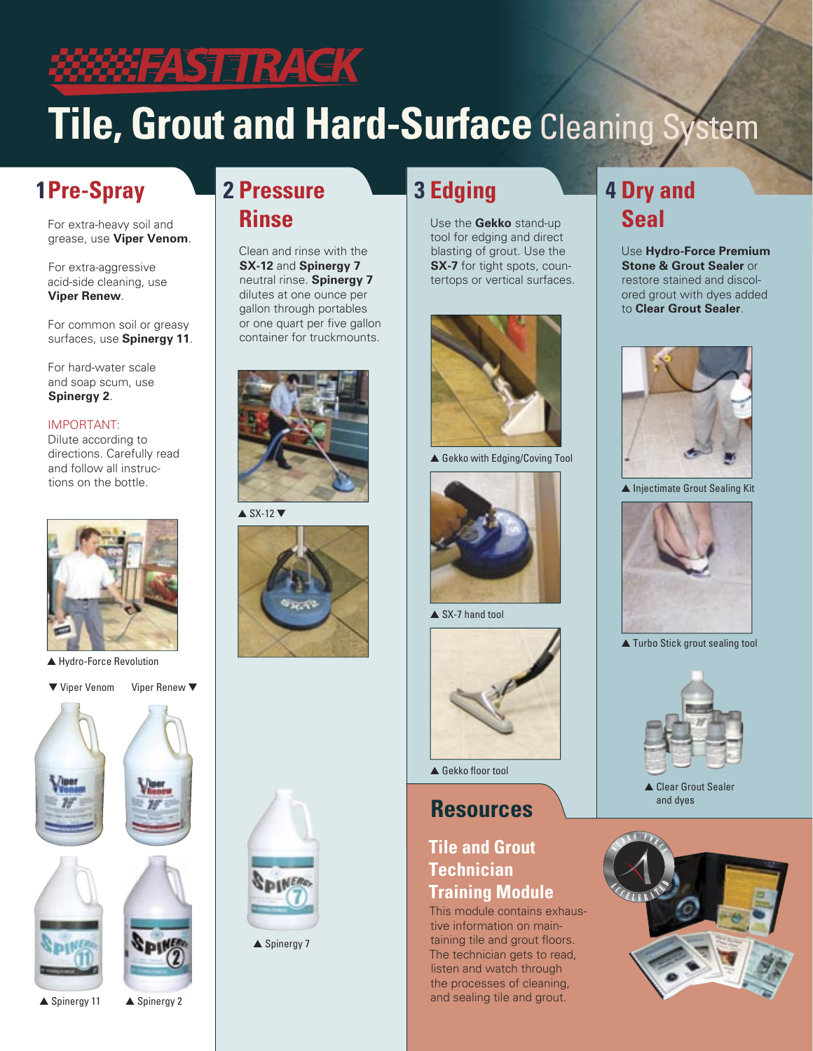# FASTTRACK

# Tile, Grout and Hard-Surface Cleaning System

## 1 Pre-Spray

For extra-heavy soil and grease, use **Viper Venom**.

For extra-aggressive acid-side cleaning, use **Viper Renew**.

For common soil or greasy surfaces, use **Spinergy 11**.

For hard-water scale and soap scum, use **Spinergy 2**.

IMPORTANT:
Dilute according to directions. Carefully read and follow all instructions on the bottle.

▲ Hydro-Force Revolution

▼ Viper Venom Viper Renew ▼

▲ Spinergy 11 ▲ Spinergy 2

## 2 Pressure Rinse

Clean and rinse with the **SX-12** and **Spinergy 7** neutral rinse. **Spinergy 7** dilutes at one ounce per gallon through portables or one quart per five gallon container for truckmounts.

▲ SX-12 ▼

▲ Spinergy 7

## 3 Edging

Use the **Gekko** stand-up tool for edging and direct blasting of grout. Use the **SX-7** for tight spots, countertops or vertical surfaces.

▲ Gekko with Edging/Coving Tool

▲ SX-7 hand tool

▲ Gekko floor tool

## 4 Dry and Seal

Use **Hydro-Force Premium Stone & Grout Sealer** or restore stained and discolored grout with dyes added to **Clear Grout Sealer**.

▲ Injectimate Grout Sealing Kit

▲ Turbo Stick grout sealing tool

▲ Clear Grout Sealer and dyes

## Resources

### Tile and Grout Technician Training Module

This module contains exhaustive information on maintaining tile and grout floors. The technician gets to read, listen and watch through the processes of cleaning, and sealing tile and grout.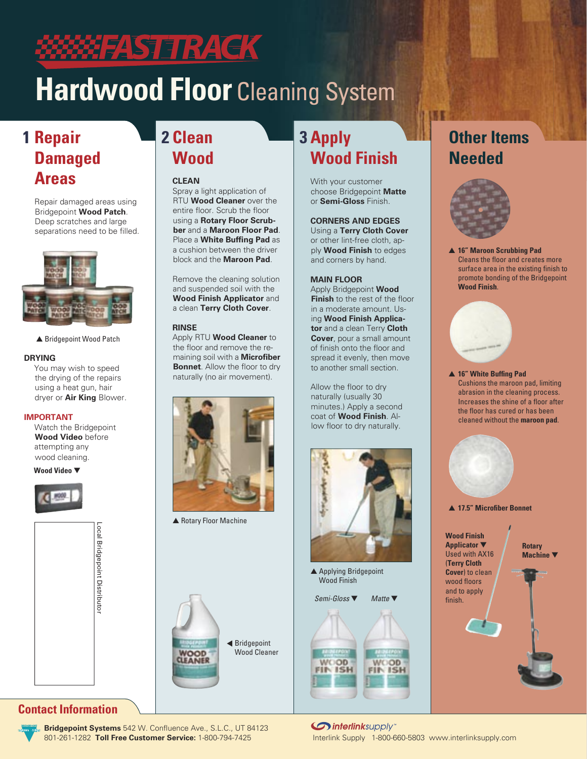# FASTTRACK

# Hardwood Floor Cleaning System

## 1 Repair Damaged Areas

Repair damaged areas using Bridgepoint **Wood Patch**. Deep scratches and large separations need to be filled.

▲ Bridgepoint Wood Patch

**DRYING**

You may wish to speed the drying of the repairs using a heat gun, hair dryer or **Air King** Blower.

**IMPORTANT**

Watch the Bridgepoint **Wood Video** before attempting any wood cleaning.

**Wood Video ▼**

Local Bridgepoint Distributor

## 2 Clean Wood

**CLEAN**

Spray a light application of RTU **Wood Cleaner** over the entire floor. Scrub the floor using a **Rotary Floor Scrubber** and a **Maroon Floor Pad**. Place a **White Buffing Pad** as a cushion between the driver block and the **Maroon Pad**.

Remove the cleaning solution and suspended soil with the **Wood Finish Applicator** and a clean **Terry Cloth Cover**.

**RINSE**

Apply RTU **Wood Cleaner** to the floor and remove the remaining soil with a **Microfiber Bonnet**. Allow the floor to dry naturally (no air movement).

▲ Rotary Floor Machine

◀ Bridgepoint Wood Cleaner

## 3 Apply Wood Finish

With your customer choose Bridgepoint **Matte** or **Semi-Gloss** Finish.

**CORNERS AND EDGES**

Using a **Terry Cloth Cover** or other lint-free cloth, apply **Wood Finish** to edges and corners by hand.

**MAIN FLOOR**

Apply Bridgepoint **Wood Finish** to the rest of the floor in a moderate amount. Using **Wood Finish Applicator** and a clean Terry **Cloth Cover**, pour a small amount of finish onto the floor and spread it evenly, then move to another small section.

Allow the floor to dry naturally (usually 30 minutes.) Apply a second coat of **Wood Finish**. Allow floor to dry naturally.

▲ Applying Bridgepoint Wood Finish

*Semi-Gloss* ▼ *Matte* ▼

## Other Items Needed

▲ **16" Maroon Scrubbing Pad**
Cleans the floor and creates more surface area in the existing finish to promote bonding of the Bridgepoint **Wood Finish**.

▲ **16" White Buffing Pad**
Cushions the maroon pad, limiting abrasion in the cleaning process. Increases the shine of a floor after the floor has cured or has been cleaned without the **maroon pad**.

▲ **17.5" Microfiber Bonnet**

**Wood Finish Applicator** ▼
Used with AX16 (**Terry Cloth Cover**) to clean wood floors and to apply finish.

**Rotary Machine** ▼

## Contact Information

**Bridgepoint Systems** 542 W. Confluence Ave., S.L.C., UT 84123
801-261-1282 **Toll Free Customer Service:** 1-800-794-7425

interlinksupply
Interlink Supply 1-800-660-5803 www.interlinksupply.com